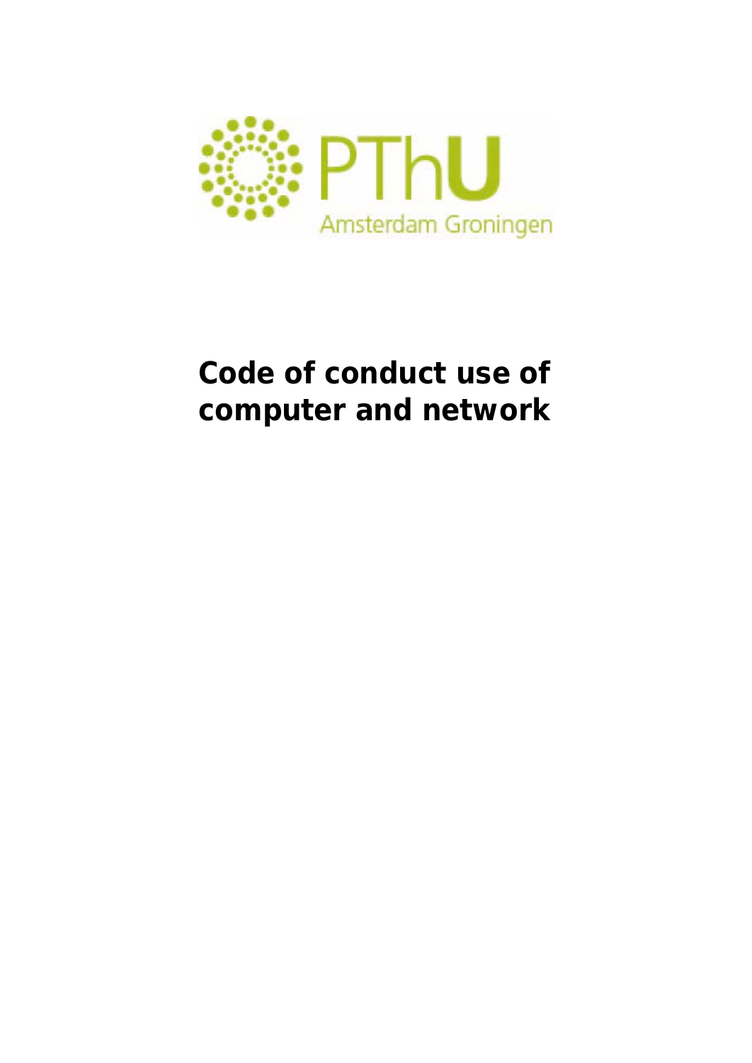PThU

Amsterdam Groningen

# Code of conduct use of computer and network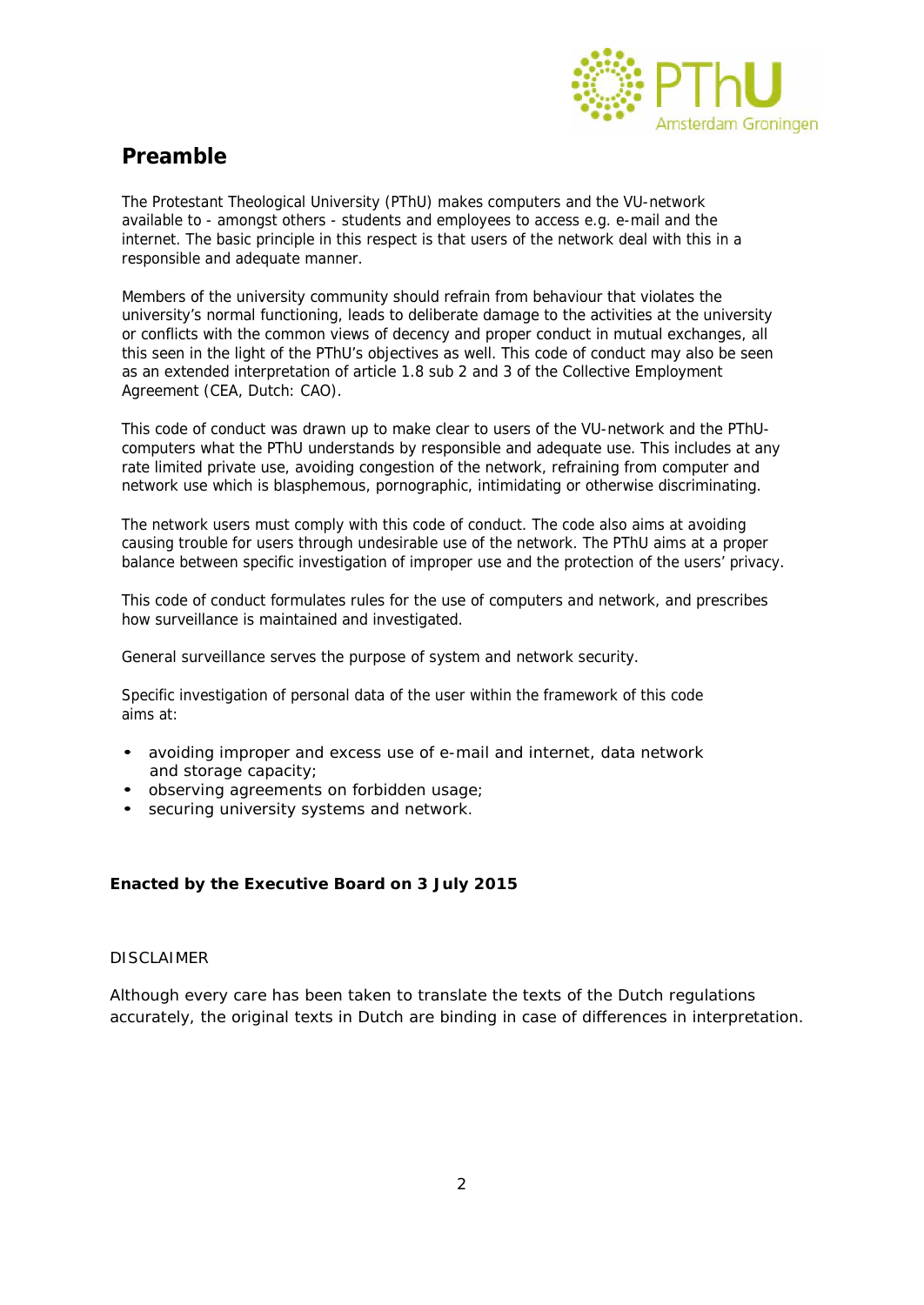## Preamble

The Protestant Theological University (PThU) makes computers and the VU-network available to - amongst others - students and employees to access e.g. e-mail and the internet. The basic principle in this respect is that users of the network deal with this in a responsible and adequate manner.

Members of the university community should refrain from behaviour that violates the university's normal functioning, leads to deliberate damage to the activities at the university or conflicts with the common views of decency and proper conduct in mutual exchanges, all this seen in the light of the PThU's objectives as well. This code of conduct may also be seen as an extended interpretation of article 1.8 sub 2 and 3 of the Collective Employment Agreement (CEA, Dutch: CAO).

This code of conduct was drawn up to make clear to users of the VU-network and the PThU-computers what the PThU understands by responsible and adequate use. This includes at any rate limited private use, avoiding congestion of the network, refraining from computer and network use which is blasphemous, pornographic, intimidating or otherwise discriminating.

The network users must comply with this code of conduct. The code also aims at avoiding causing trouble for users through undesirable use of the network. The PThU aims at a proper balance between specific investigation of improper use and the protection of the users' privacy.

This code of conduct formulates rules for the use of computers and network, and prescribes how surveillance is maintained and investigated.

General surveillance serves the purpose of system and network security.

Specific investigation of personal data of the user within the framework of this code aims at:

- avoiding improper and excess use of e-mail and internet, data network and storage capacity;
- observing agreements on forbidden usage;
- securing university systems and network.

**Enacted by the Executive Board on 3 July 2015**

DISCLAIMER

Although every care has been taken to translate the texts of the Dutch regulations accurately, the original texts in Dutch are binding in case of differences in interpretation.